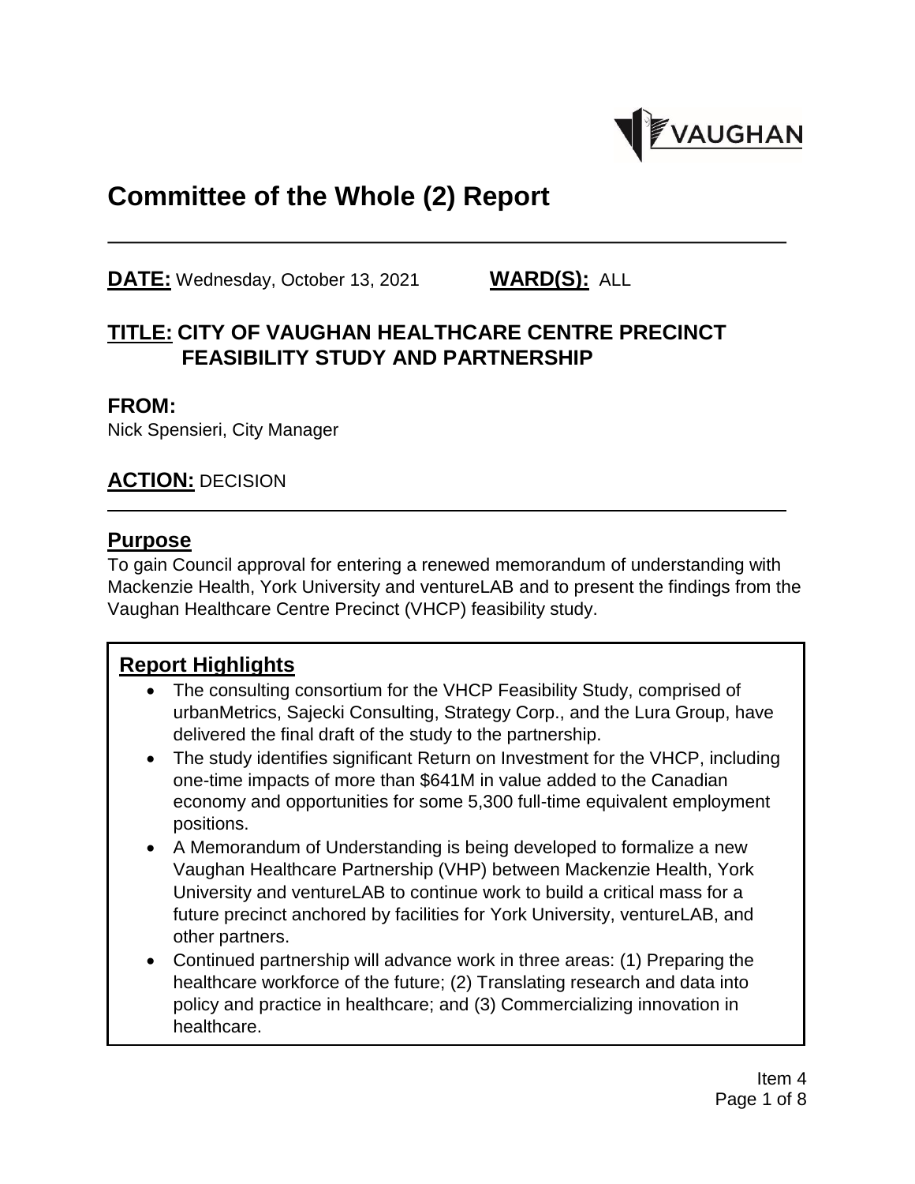# Committee of the Whole (2) Report

**DATE:** Wednesday, October 13, 2021 **WARD(S):** ALL

## TITLE: CITY OF VAUGHAN HEALTHCARE CENTRE PRECINCT FEASIBILITY STUDY AND PARTNERSHIP

**FROM:**
Nick Spensieri, City Manager

**ACTION:** DECISION

## Purpose

To gain Council approval for entering a renewed memorandum of understanding with Mackenzie Health, York University and ventureLAB and to present the findings from the Vaughan Healthcare Centre Precinct (VHCP) feasibility study.

## Report Highlights

- The consulting consortium for the VHCP Feasibility Study, comprised of urbanMetrics, Sajecki Consulting, Strategy Corp., and the Lura Group, have delivered the final draft of the study to the partnership.
- The study identifies significant Return on Investment for the VHCP, including one-time impacts of more than $641M in value added to the Canadian economy and opportunities for some 5,300 full-time equivalent employment positions.
- A Memorandum of Understanding is being developed to formalize a new Vaughan Healthcare Partnership (VHP) between Mackenzie Health, York University and ventureLAB to continue work to build a critical mass for a future precinct anchored by facilities for York University, ventureLAB, and other partners.
- Continued partnership will advance work in three areas: (1) Preparing the healthcare workforce of the future; (2) Translating research and data into policy and practice in healthcare; and (3) Commercializing innovation in healthcare.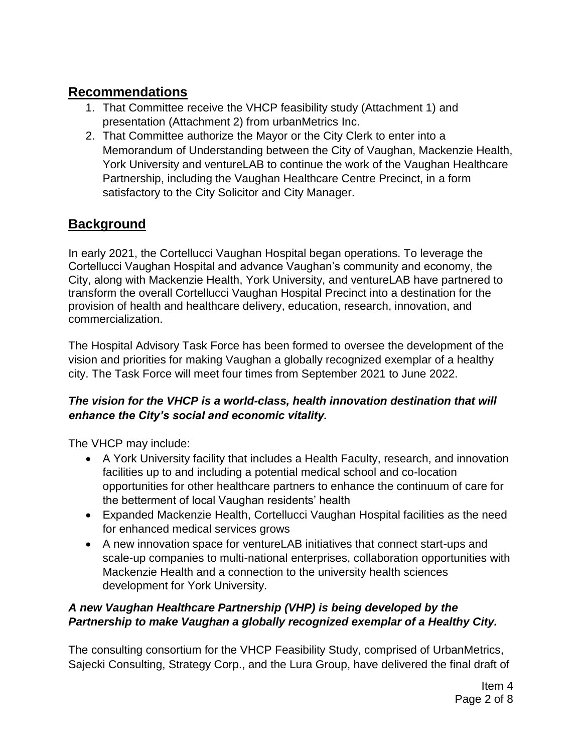## Recommendations

1. That Committee receive the VHCP feasibility study (Attachment 1) and presentation (Attachment 2) from urbanMetrics Inc.
2. That Committee authorize the Mayor or the City Clerk to enter into a Memorandum of Understanding between the City of Vaughan, Mackenzie Health, York University and ventureLAB to continue the work of the Vaughan Healthcare Partnership, including the Vaughan Healthcare Centre Precinct, in a form satisfactory to the City Solicitor and City Manager.

## Background

In early 2021, the Cortellucci Vaughan Hospital began operations. To leverage the Cortellucci Vaughan Hospital and advance Vaughan's community and economy, the City, along with Mackenzie Health, York University, and ventureLAB have partnered to transform the overall Cortellucci Vaughan Hospital Precinct into a destination for the provision of health and healthcare delivery, education, research, innovation, and commercialization.

The Hospital Advisory Task Force has been formed to oversee the development of the vision and priorities for making Vaughan a globally recognized exemplar of a healthy city. The Task Force will meet four times from September 2021 to June 2022.

***The vision for the VHCP is a world-class, health innovation destination that will enhance the City's social and economic vitality.***

The VHCP may include:

- A York University facility that includes a Health Faculty, research, and innovation facilities up to and including a potential medical school and co-location opportunities for other healthcare partners to enhance the continuum of care for the betterment of local Vaughan residents' health
- Expanded Mackenzie Health, Cortellucci Vaughan Hospital facilities as the need for enhanced medical services grows
- A new innovation space for ventureLAB initiatives that connect start-ups and scale-up companies to multi-national enterprises, collaboration opportunities with Mackenzie Health and a connection to the university health sciences development for York University.

***A new Vaughan Healthcare Partnership (VHP) is being developed by the Partnership to make Vaughan a globally recognized exemplar of a Healthy City.***

The consulting consortium for the VHCP Feasibility Study, comprised of UrbanMetrics, Sajecki Consulting, Strategy Corp., and the Lura Group, have delivered the final draft of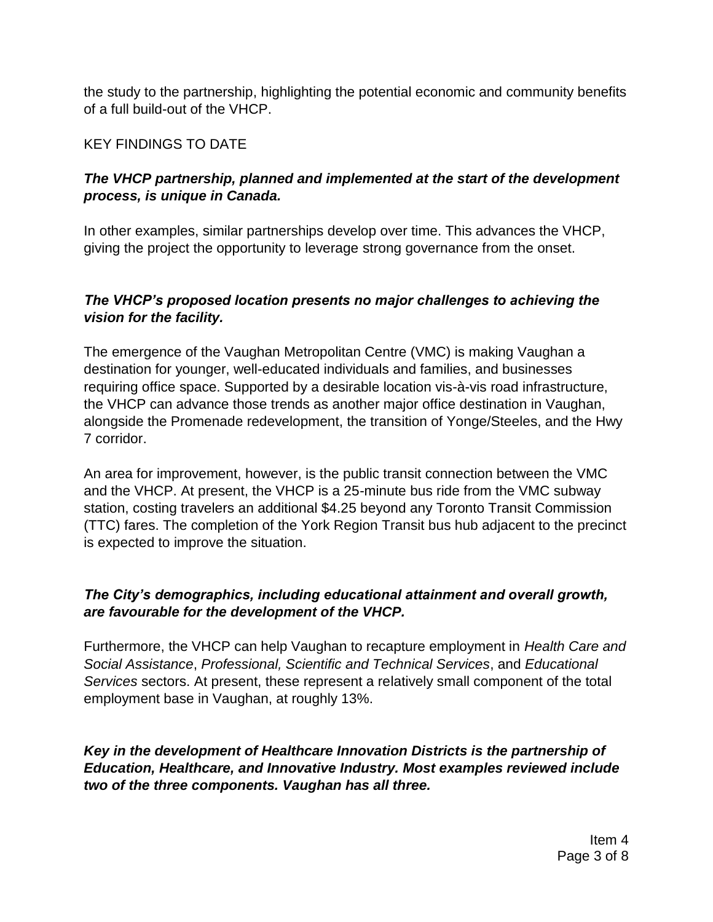the study to the partnership, highlighting the potential economic and community benefits of a full build-out of the VHCP.

## KEY FINDINGS TO DATE

***The VHCP partnership, planned and implemented at the start of the development process, is unique in Canada.***

In other examples, similar partnerships develop over time. This advances the VHCP, giving the project the opportunity to leverage strong governance from the onset.

***The VHCP's proposed location presents no major challenges to achieving the vision for the facility.***

The emergence of the Vaughan Metropolitan Centre (VMC) is making Vaughan a destination for younger, well-educated individuals and families, and businesses requiring office space. Supported by a desirable location vis-à-vis road infrastructure, the VHCP can advance those trends as another major office destination in Vaughan, alongside the Promenade redevelopment, the transition of Yonge/Steeles, and the Hwy 7 corridor.

An area for improvement, however, is the public transit connection between the VMC and the VHCP. At present, the VHCP is a 25-minute bus ride from the VMC subway station, costing travelers an additional $4.25 beyond any Toronto Transit Commission (TTC) fares. The completion of the York Region Transit bus hub adjacent to the precinct is expected to improve the situation.

***The City's demographics, including educational attainment and overall growth, are favourable for the development of the VHCP.***

Furthermore, the VHCP can help Vaughan to recapture employment in *Health Care and Social Assistance*, *Professional, Scientific and Technical Services*, and *Educational Services* sectors. At present, these represent a relatively small component of the total employment base in Vaughan, at roughly 13%.

***Key in the development of Healthcare Innovation Districts is the partnership of Education, Healthcare, and Innovative Industry. Most examples reviewed include two of the three components. Vaughan has all three.***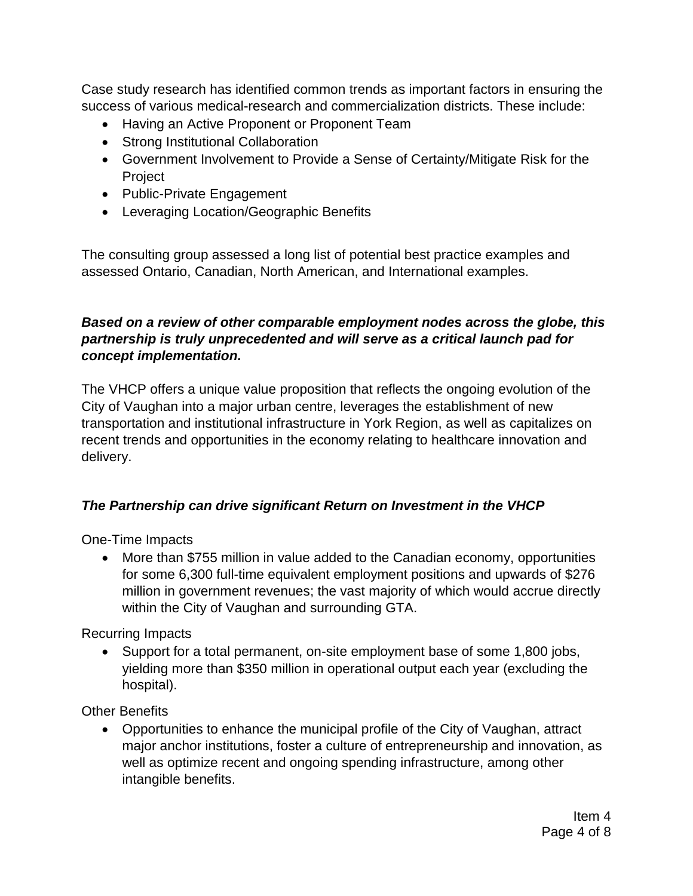Case study research has identified common trends as important factors in ensuring the success of various medical-research and commercialization districts. These include:

- Having an Active Proponent or Proponent Team
- Strong Institutional Collaboration
- Government Involvement to Provide a Sense of Certainty/Mitigate Risk for the Project
- Public-Private Engagement
- Leveraging Location/Geographic Benefits

The consulting group assessed a long list of potential best practice examples and assessed Ontario, Canadian, North American, and International examples.

***Based on a review of other comparable employment nodes across the globe, this partnership is truly unprecedented and will serve as a critical launch pad for concept implementation.***

The VHCP offers a unique value proposition that reflects the ongoing evolution of the City of Vaughan into a major urban centre, leverages the establishment of new transportation and institutional infrastructure in York Region, as well as capitalizes on recent trends and opportunities in the economy relating to healthcare innovation and delivery.

***The Partnership can drive significant Return on Investment in the VHCP***

One-Time Impacts

- More than $755 million in value added to the Canadian economy, opportunities for some 6,300 full-time equivalent employment positions and upwards of $276 million in government revenues; the vast majority of which would accrue directly within the City of Vaughan and surrounding GTA.

Recurring Impacts

- Support for a total permanent, on-site employment base of some 1,800 jobs, yielding more than $350 million in operational output each year (excluding the hospital).

Other Benefits

- Opportunities to enhance the municipal profile of the City of Vaughan, attract major anchor institutions, foster a culture of entrepreneurship and innovation, as well as optimize recent and ongoing spending infrastructure, among other intangible benefits.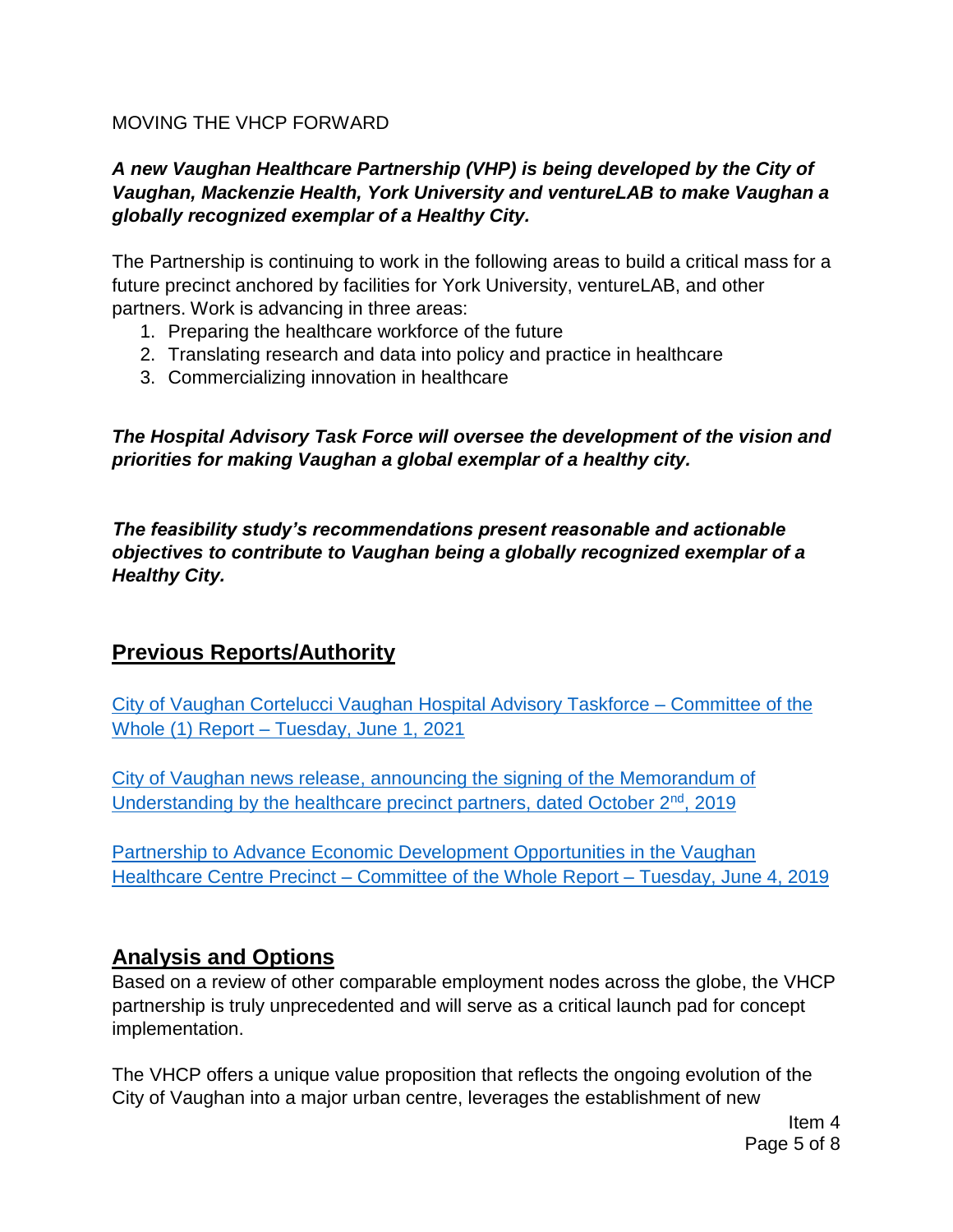MOVING THE VHCP FORWARD

***A new Vaughan Healthcare Partnership (VHP) is being developed by the City of Vaughan, Mackenzie Health, York University and ventureLAB to make Vaughan a globally recognized exemplar of a Healthy City.***

The Partnership is continuing to work in the following areas to build a critical mass for a future precinct anchored by facilities for York University, ventureLAB, and other partners. Work is advancing in three areas:

1. Preparing the healthcare workforce of the future
2. Translating research and data into policy and practice in healthcare
3. Commercializing innovation in healthcare

***The Hospital Advisory Task Force will oversee the development of the vision and priorities for making Vaughan a global exemplar of a healthy city.***

***The feasibility study's recommendations present reasonable and actionable objectives to contribute to Vaughan being a globally recognized exemplar of a Healthy City.***

## Previous Reports/Authority

City of Vaughan Cortelucci Vaughan Hospital Advisory Taskforce – Committee of the Whole (1) Report – Tuesday, June 1, 2021

City of Vaughan news release, announcing the signing of the Memorandum of Understanding by the healthcare precinct partners, dated October 2nd, 2019

Partnership to Advance Economic Development Opportunities in the Vaughan Healthcare Centre Precinct – Committee of the Whole Report – Tuesday, June 4, 2019

## Analysis and Options

Based on a review of other comparable employment nodes across the globe, the VHCP partnership is truly unprecedented and will serve as a critical launch pad for concept implementation.

The VHCP offers a unique value proposition that reflects the ongoing evolution of the City of Vaughan into a major urban centre, leverages the establishment of new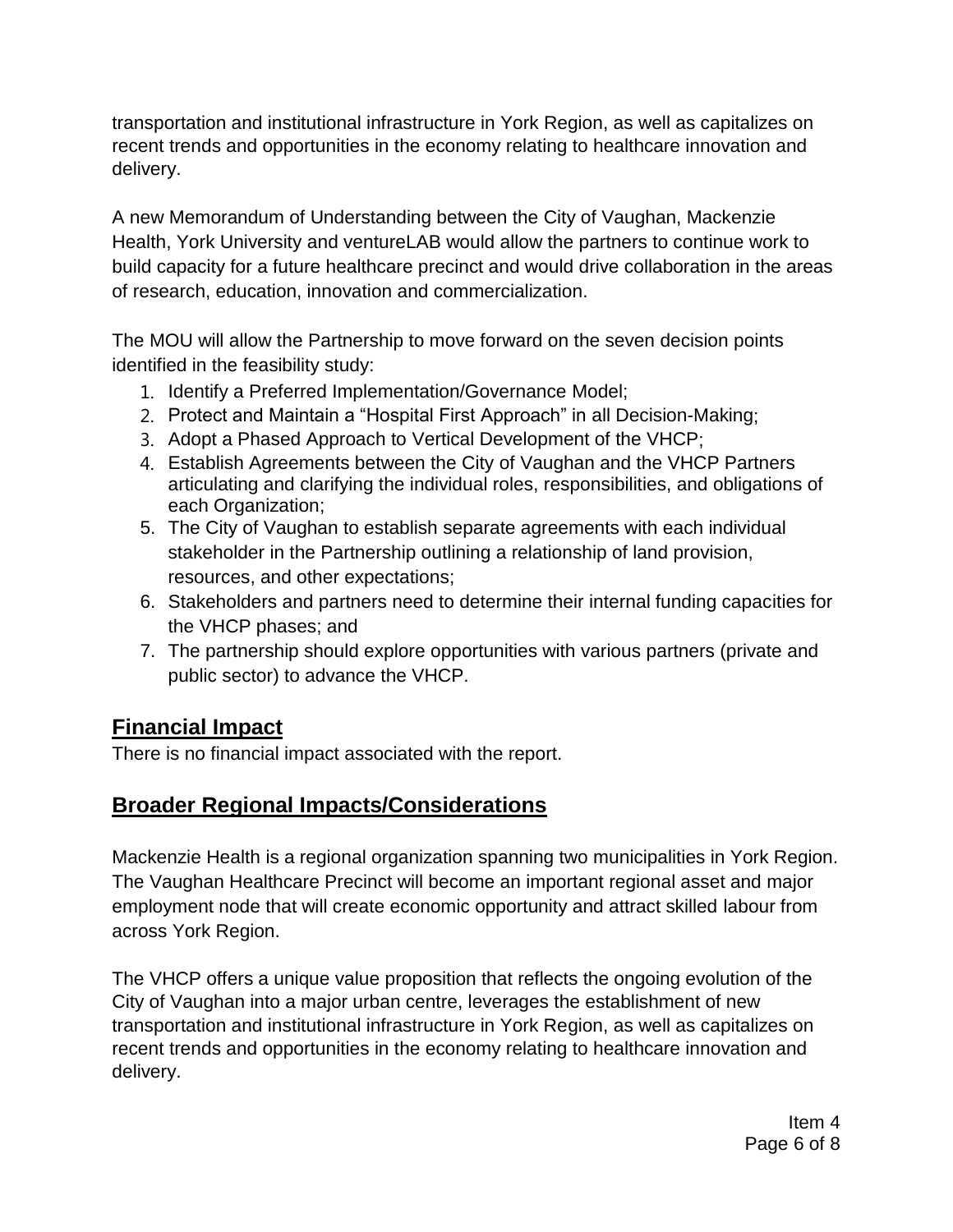transportation and institutional infrastructure in York Region, as well as capitalizes on recent trends and opportunities in the economy relating to healthcare innovation and delivery.

A new Memorandum of Understanding between the City of Vaughan, Mackenzie Health, York University and ventureLAB would allow the partners to continue work to build capacity for a future healthcare precinct and would drive collaboration in the areas of research, education, innovation and commercialization.

The MOU will allow the Partnership to move forward on the seven decision points identified in the feasibility study:

1. Identify a Preferred Implementation/Governance Model;
2. Protect and Maintain a "Hospital First Approach" in all Decision-Making;
3. Adopt a Phased Approach to Vertical Development of the VHCP;
4. Establish Agreements between the City of Vaughan and the VHCP Partners articulating and clarifying the individual roles, responsibilities, and obligations of each Organization;
5. The City of Vaughan to establish separate agreements with each individual stakeholder in the Partnership outlining a relationship of land provision, resources, and other expectations;
6. Stakeholders and partners need to determine their internal funding capacities for the VHCP phases; and
7. The partnership should explore opportunities with various partners (private and public sector) to advance the VHCP.

## Financial Impact

There is no financial impact associated with the report.

## Broader Regional Impacts/Considerations

Mackenzie Health is a regional organization spanning two municipalities in York Region. The Vaughan Healthcare Precinct will become an important regional asset and major employment node that will create economic opportunity and attract skilled labour from across York Region.

The VHCP offers a unique value proposition that reflects the ongoing evolution of the City of Vaughan into a major urban centre, leverages the establishment of new transportation and institutional infrastructure in York Region, as well as capitalizes on recent trends and opportunities in the economy relating to healthcare innovation and delivery.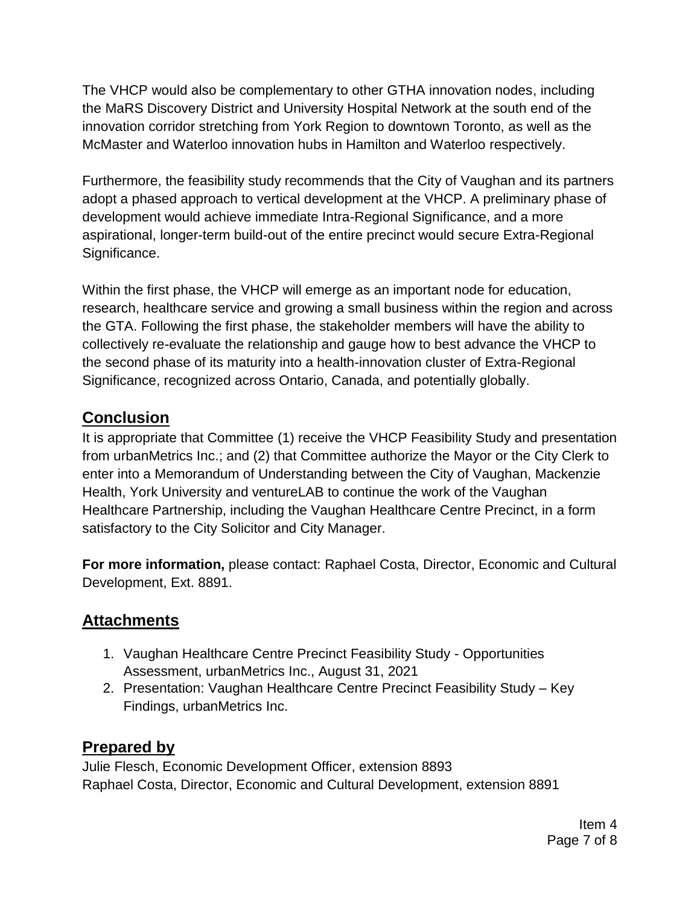The VHCP would also be complementary to other GTHA innovation nodes, including the MaRS Discovery District and University Hospital Network at the south end of the innovation corridor stretching from York Region to downtown Toronto, as well as the McMaster and Waterloo innovation hubs in Hamilton and Waterloo respectively.

Furthermore, the feasibility study recommends that the City of Vaughan and its partners adopt a phased approach to vertical development at the VHCP. A preliminary phase of development would achieve immediate Intra-Regional Significance, and a more aspirational, longer-term build-out of the entire precinct would secure Extra-Regional Significance.

Within the first phase, the VHCP will emerge as an important node for education, research, healthcare service and growing a small business within the region and across the GTA. Following the first phase, the stakeholder members will have the ability to collectively re-evaluate the relationship and gauge how to best advance the VHCP to the second phase of its maturity into a health-innovation cluster of Extra-Regional Significance, recognized across Ontario, Canada, and potentially globally.

## Conclusion

It is appropriate that Committee (1) receive the VHCP Feasibility Study and presentation from urbanMetrics Inc.; and (2) that Committee authorize the Mayor or the City Clerk to enter into a Memorandum of Understanding between the City of Vaughan, Mackenzie Health, York University and ventureLAB to continue the work of the Vaughan Healthcare Partnership, including the Vaughan Healthcare Centre Precinct, in a form satisfactory to the City Solicitor and City Manager.

**For more information,** please contact: Raphael Costa, Director, Economic and Cultural Development, Ext. 8891.

## Attachments

1. Vaughan Healthcare Centre Precinct Feasibility Study - Opportunities Assessment, urbanMetrics Inc., August 31, 2021
2. Presentation: Vaughan Healthcare Centre Precinct Feasibility Study – Key Findings, urbanMetrics Inc.

## Prepared by

Julie Flesch, Economic Development Officer, extension 8893
Raphael Costa, Director, Economic and Cultural Development, extension 8891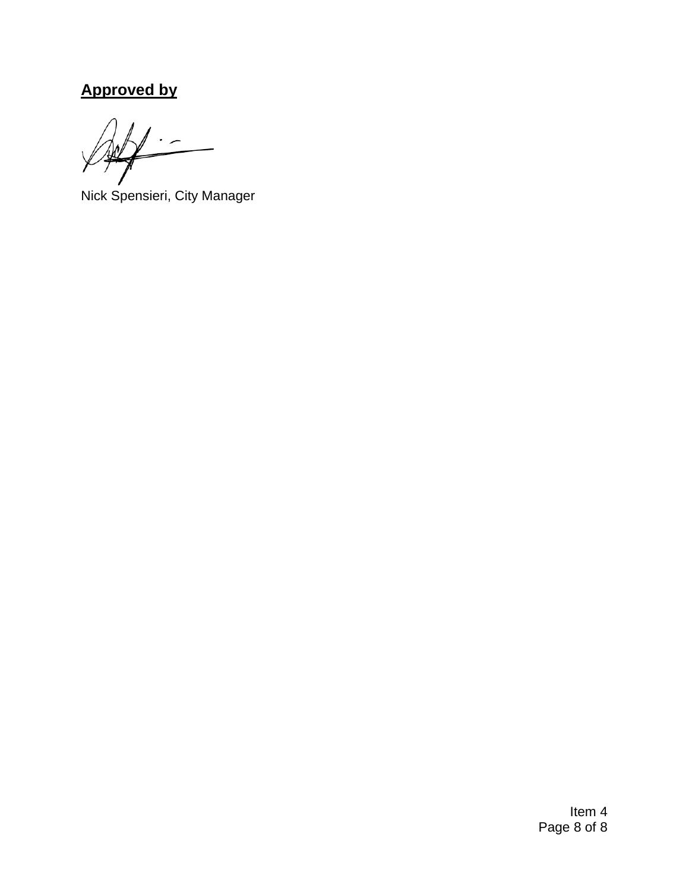**Approved by**

Nick Spensieri, City Manager